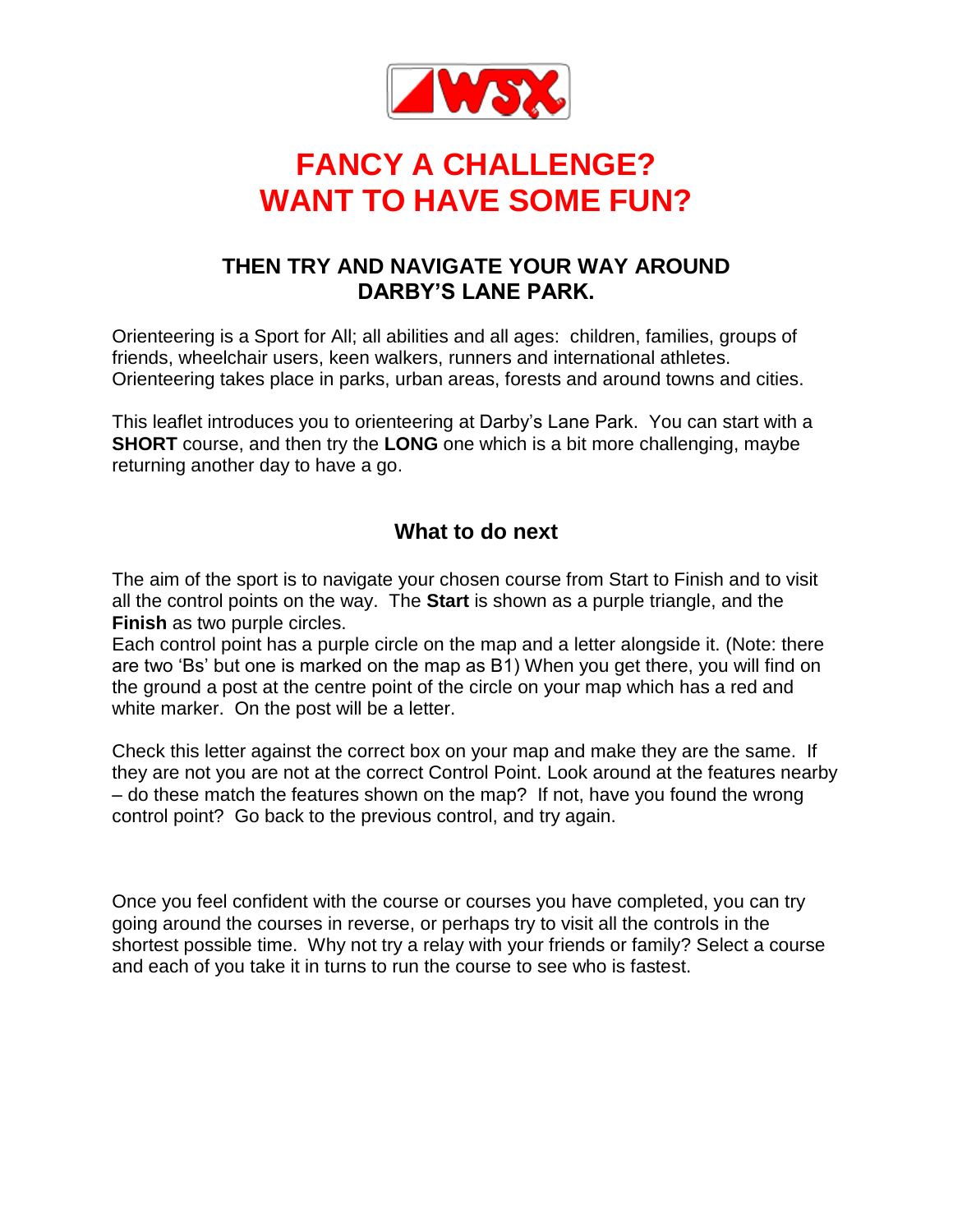# FANCY A CHALLENGE?
# WANT TO HAVE SOME FUN?

### THEN TRY AND NAVIGATE YOUR WAY AROUND DARBY'S LANE PARK.

Orienteering is a Sport for All; all abilities and all ages: children, families, groups of friends, wheelchair users, keen walkers, runners and international athletes. Orienteering takes place in parks, urban areas, forests and around towns and cities.

This leaflet introduces you to orienteering at Darby's Lane Park. You can start with a **SHORT** course, and then try the **LONG** one which is a bit more challenging, maybe returning another day to have a go.

## What to do next

The aim of the sport is to navigate your chosen course from Start to Finish and to visit all the control points on the way. The **Start** is shown as a purple triangle, and the **Finish** as two purple circles.
Each control point has a purple circle on the map and a letter alongside it. (Note: there are two 'Bs' but one is marked on the map as B1) When you get there, you will find on the ground a post at the centre point of the circle on your map which has a red and white marker. On the post will be a letter.

Check this letter against the correct box on your map and make they are the same. If they are not you are not at the correct Control Point. Look around at the features nearby – do these match the features shown on the map? If not, have you found the wrong control point? Go back to the previous control, and try again.

Once you feel confident with the course or courses you have completed, you can try going around the courses in reverse, or perhaps try to visit all the controls in the shortest possible time. Why not try a relay with your friends or family? Select a course and each of you take it in turns to run the course to see who is fastest.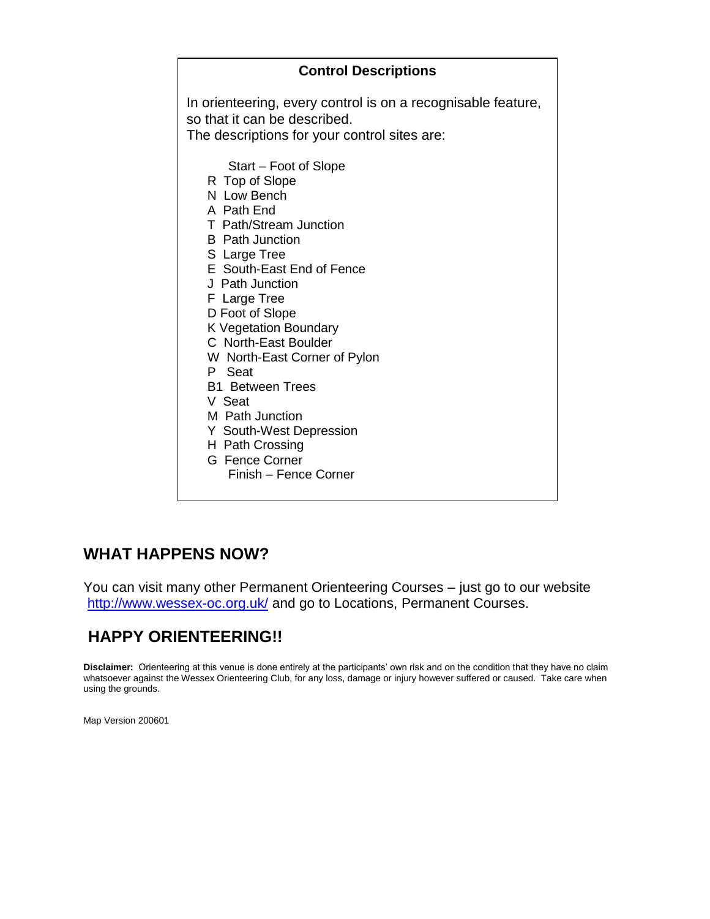**Control Descriptions**

In orienteering, every control is on a recognisable feature, so that it can be described.
The descriptions for your control sites are:

Start – Foot of Slope
R Top of Slope
N Low Bench
A Path End
T Path/Stream Junction
B Path Junction
S Large Tree
E South-East End of Fence
J Path Junction
F Large Tree
D Foot of Slope
K Vegetation Boundary
C North-East Boulder
W North-East Corner of Pylon
P Seat
B1 Between Trees
V Seat
M Path Junction
Y South-West Depression
H Path Crossing
G Fence Corner
Finish – Fence Corner

## WHAT HAPPENS NOW?

You can visit many other Permanent Orienteering Courses – just go to our website http://www.wessex-oc.org.uk/ and go to Locations, Permanent Courses.

## HAPPY ORIENTEERING!!

**Disclaimer:** Orienteering at this venue is done entirely at the participants' own risk and on the condition that they have no claim whatsoever against the Wessex Orienteering Club, for any loss, damage or injury however suffered or caused. Take care when using the grounds.

Map Version 200601